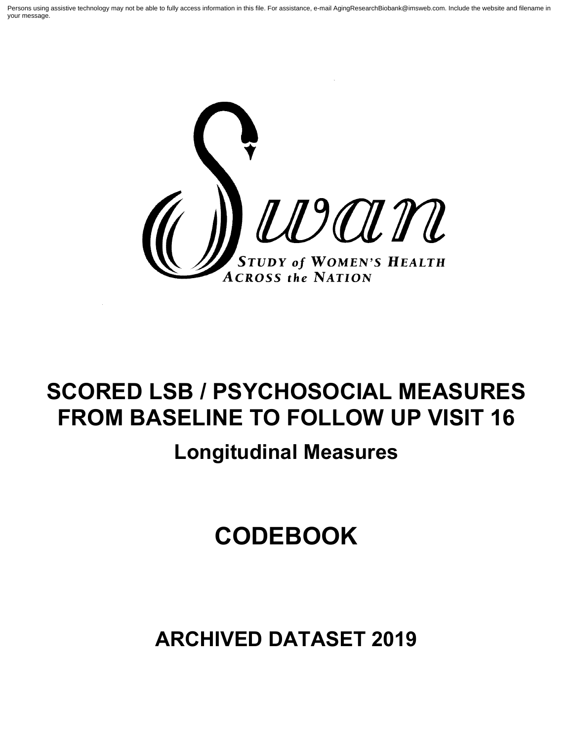Persons using assistive technology may not be able to fully access information in this file. For assistance, e-mail AgingResearchBiobank@imsweb.com. Include the website and filename in your message.

Swan

STUDY of WOMEN'S HEALTH ACROSS the NATION

# SCORED LSB / PSYCHOSOCIAL MEASURES FROM BASELINE TO FOLLOW UP VISIT 16

## Longitudinal Measures

# CODEBOOK

# ARCHIVED DATASET 2019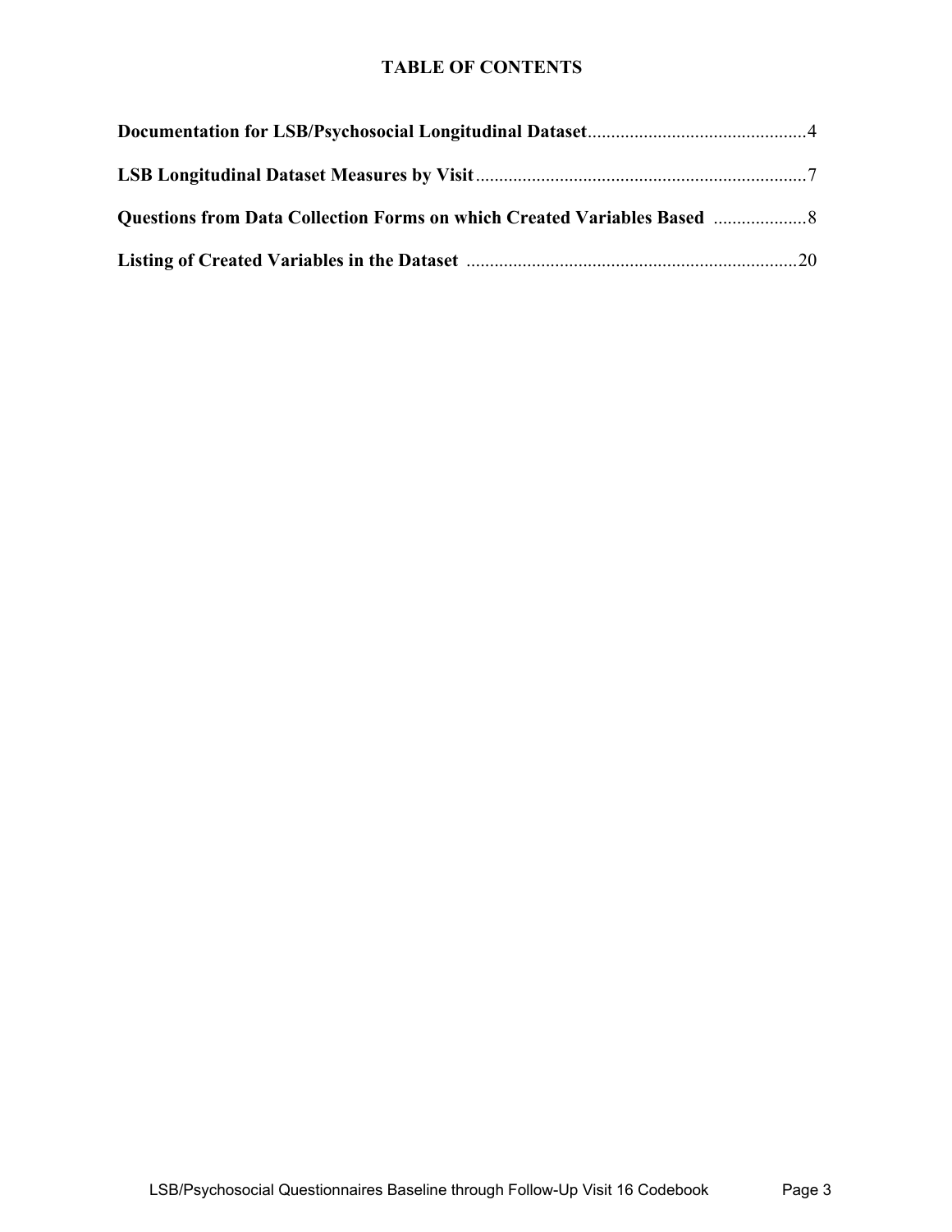# TABLE OF CONTENTS

**Documentation for LSB/Psychosocial Longitudinal Dataset**...............................................4

**LSB Longitudinal Dataset Measures by Visit**.......................................................................7

**Questions from Data Collection Forms on which Created Variables Based** ....................8

**Listing of Created Variables in the Dataset** .......................................................................20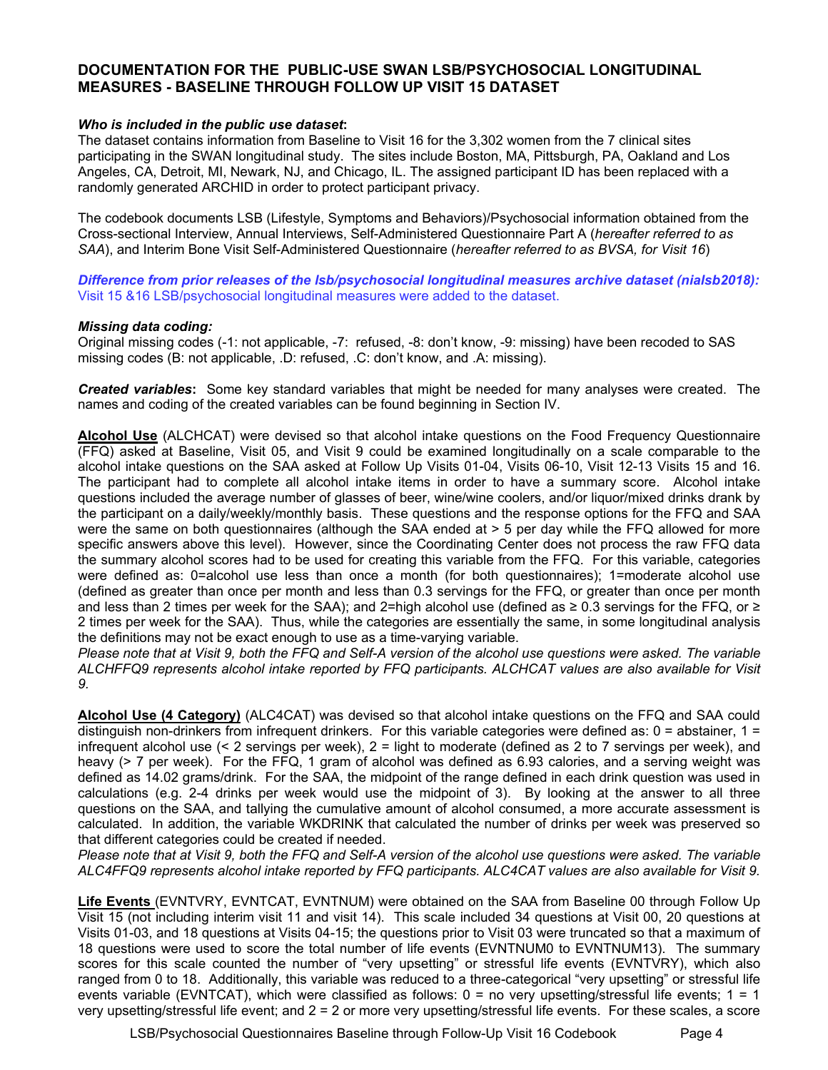## DOCUMENTATION FOR THE PUBLIC-USE SWAN LSB/PSYCHOSOCIAL LONGITUDINAL MEASURES - BASELINE THROUGH FOLLOW UP VISIT 15 DATASET

***Who is included in the public use dataset*:**
The dataset contains information from Baseline to Visit 16 for the 3,302 women from the 7 clinical sites participating in the SWAN longitudinal study. The sites include Boston, MA, Pittsburgh, PA, Oakland and Los Angeles, CA, Detroit, MI, Newark, NJ, and Chicago, IL. The assigned participant ID has been replaced with a randomly generated ARCHID in order to protect participant privacy.

The codebook documents LSB (Lifestyle, Symptoms and Behaviors)/Psychosocial information obtained from the Cross-sectional Interview, Annual Interviews, Self-Administered Questionnaire Part A (*hereafter referred to as SAA*), and Interim Bone Visit Self-Administered Questionnaire (*hereafter referred to as BVSA, for Visit 16*)

***Difference from prior releases of the lsb/psychosocial longitudinal measures archive dataset (nialsb2018):***
Visit 15 &16 LSB/psychosocial longitudinal measures were added to the dataset.

***Missing data coding:***
Original missing codes (-1: not applicable, -7: refused, -8: don't know, -9: missing) have been recoded to SAS missing codes (B: not applicable, .D: refused, .C: don't know, and .A: missing).

***Created variables*:** Some key standard variables that might be needed for many analyses were created. The names and coding of the created variables can be found beginning in Section IV.

**Alcohol Use** (ALCHCAT) were devised so that alcohol intake questions on the Food Frequency Questionnaire (FFQ) asked at Baseline, Visit 05, and Visit 9 could be examined longitudinally on a scale comparable to the alcohol intake questions on the SAA asked at Follow Up Visits 01-04, Visits 06-10, Visit 12-13 Visits 15 and 16. The participant had to complete all alcohol intake items in order to have a summary score. Alcohol intake questions included the average number of glasses of beer, wine/wine coolers, and/or liquor/mixed drinks drank by the participant on a daily/weekly/monthly basis. These questions and the response options for the FFQ and SAA were the same on both questionnaires (although the SAA ended at > 5 per day while the FFQ allowed for more specific answers above this level). However, since the Coordinating Center does not process the raw FFQ data the summary alcohol scores had to be used for creating this variable from the FFQ. For this variable, categories were defined as: 0=alcohol use less than once a month (for both questionnaires); 1=moderate alcohol use (defined as greater than once per month and less than 0.3 servings for the FFQ, or greater than once per month and less than 2 times per week for the SAA); and 2=high alcohol use (defined as ≥ 0.3 servings for the FFQ, or ≥ 2 times per week for the SAA). Thus, while the categories are essentially the same, in some longitudinal analysis the definitions may not be exact enough to use as a time-varying variable.
*Please note that at Visit 9, both the FFQ and Self-A version of the alcohol use questions were asked. The variable ALCHFFQ9 represents alcohol intake reported by FFQ participants. ALCHCAT values are also available for Visit 9.*

**Alcohol Use (4 Category)** (ALC4CAT) was devised so that alcohol intake questions on the FFQ and SAA could distinguish non-drinkers from infrequent drinkers. For this variable categories were defined as: 0 = abstainer, 1 = infrequent alcohol use (< 2 servings per week), 2 = light to moderate (defined as 2 to 7 servings per week), and heavy (> 7 per week). For the FFQ, 1 gram of alcohol was defined as 6.93 calories, and a serving weight was defined as 14.02 grams/drink. For the SAA, the midpoint of the range defined in each drink question was used in calculations (e.g. 2-4 drinks per week would use the midpoint of 3). By looking at the answer to all three questions on the SAA, and tallying the cumulative amount of alcohol consumed, a more accurate assessment is calculated. In addition, the variable WKDRINK that calculated the number of drinks per week was preserved so that different categories could be created if needed.
*Please note that at Visit 9, both the FFQ and Self-A version of the alcohol use questions were asked. The variable ALC4FFQ9 represents alcohol intake reported by FFQ participants. ALC4CAT values are also available for Visit 9.*

**Life Events** (EVNTVRY, EVNTCAT, EVNTNUM) were obtained on the SAA from Baseline 00 through Follow Up Visit 15 (not including interim visit 11 and visit 14). This scale included 34 questions at Visit 00, 20 questions at Visits 01-03, and 18 questions at Visits 04-15; the questions prior to Visit 03 were truncated so that a maximum of 18 questions were used to score the total number of life events (EVNTNUM0 to EVNTNUM13). The summary scores for this scale counted the number of "very upsetting" or stressful life events (EVNTVRY), which also ranged from 0 to 18. Additionally, this variable was reduced to a three-categorical "very upsetting" or stressful life events variable (EVNTCAT), which were classified as follows: 0 = no very upsetting/stressful life events; 1 = 1 very upsetting/stressful life event; and 2 = 2 or more very upsetting/stressful life events. For these scales, a score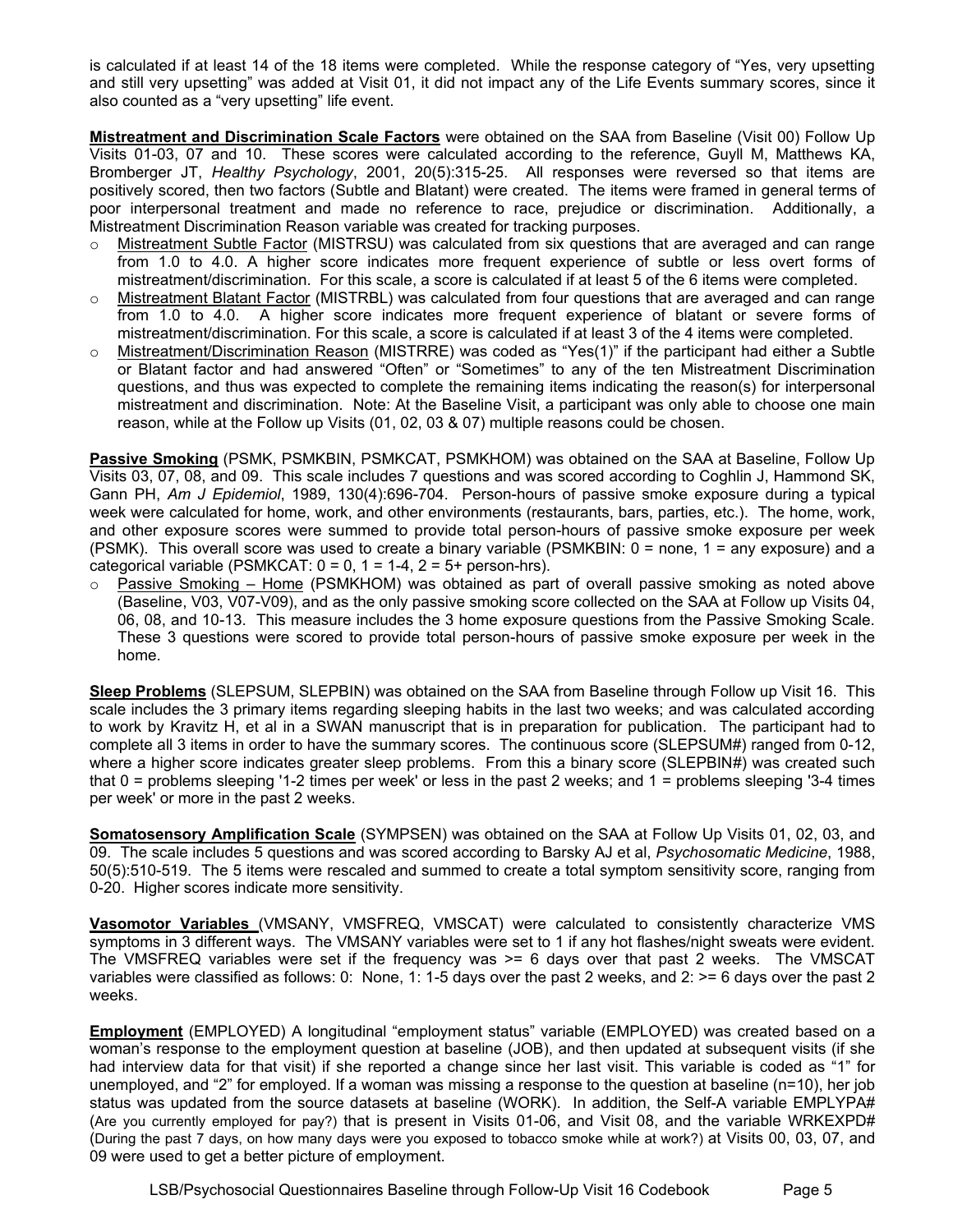is calculated if at least 14 of the 18 items were completed. While the response category of "Yes, very upsetting and still very upsetting" was added at Visit 01, it did not impact any of the Life Events summary scores, since it also counted as a "very upsetting" life event.

**Mistreatment and Discrimination Scale Factors** were obtained on the SAA from Baseline (Visit 00) Follow Up Visits 01-03, 07 and 10. These scores were calculated according to the reference, Guyll M, Matthews KA, Bromberger JT, *Healthy Psychology*, 2001, 20(5):315-25. All responses were reversed so that items are positively scored, then two factors (Subtle and Blatant) were created. The items were framed in general terms of poor interpersonal treatment and made no reference to race, prejudice or discrimination. Additionally, a Mistreatment Discrimination Reason variable was created for tracking purposes.

- Mistreatment Subtle Factor (MISTRSU) was calculated from six questions that are averaged and can range from 1.0 to 4.0. A higher score indicates more frequent experience of subtle or less overt forms of mistreatment/discrimination. For this scale, a score is calculated if at least 5 of the 6 items were completed.
- Mistreatment Blatant Factor (MISTRBL) was calculated from four questions that are averaged and can range from 1.0 to 4.0. A higher score indicates more frequent experience of blatant or severe forms of mistreatment/discrimination. For this scale, a score is calculated if at least 3 of the 4 items were completed.
- Mistreatment/Discrimination Reason (MISTRRE) was coded as "Yes(1)" if the participant had either a Subtle or Blatant factor and had answered "Often" or "Sometimes" to any of the ten Mistreatment Discrimination questions, and thus was expected to complete the remaining items indicating the reason(s) for interpersonal mistreatment and discrimination. Note: At the Baseline Visit, a participant was only able to choose one main reason, while at the Follow up Visits (01, 02, 03 & 07) multiple reasons could be chosen.

**Passive Smoking** (PSMK, PSMKBIN, PSMKCAT, PSMKHOM) was obtained on the SAA at Baseline, Follow Up Visits 03, 07, 08, and 09. This scale includes 7 questions and was scored according to Coghlin J, Hammond SK, Gann PH, *Am J Epidemiol*, 1989, 130(4):696-704. Person-hours of passive smoke exposure during a typical week were calculated for home, work, and other environments (restaurants, bars, parties, etc.). The home, work, and other exposure scores were summed to provide total person-hours of passive smoke exposure per week (PSMK). This overall score was used to create a binary variable (PSMKBIN: 0 = none, 1 = any exposure) and a categorical variable (PSMKCAT: 0 = 0, 1 = 1-4, 2 = 5+ person-hrs).

- Passive Smoking – Home (PSMKHOM) was obtained as part of overall passive smoking as noted above (Baseline, V03, V07-V09), and as the only passive smoking score collected on the SAA at Follow up Visits 04, 06, 08, and 10-13. This measure includes the 3 home exposure questions from the Passive Smoking Scale. These 3 questions were scored to provide total person-hours of passive smoke exposure per week in the home.

**Sleep Problems** (SLEPSUM, SLEPBIN) was obtained on the SAA from Baseline through Follow up Visit 16. This scale includes the 3 primary items regarding sleeping habits in the last two weeks; and was calculated according to work by Kravitz H, et al in a SWAN manuscript that is in preparation for publication. The participant had to complete all 3 items in order to have the summary scores. The continuous score (SLEPSUM#) ranged from 0-12, where a higher score indicates greater sleep problems. From this a binary score (SLEPBIN#) was created such that 0 = problems sleeping '1-2 times per week' or less in the past 2 weeks; and 1 = problems sleeping '3-4 times per week' or more in the past 2 weeks.

**Somatosensory Amplification Scale** (SYMPSEN) was obtained on the SAA at Follow Up Visits 01, 02, 03, and 09. The scale includes 5 questions and was scored according to Barsky AJ et al, *Psychosomatic Medicine*, 1988, 50(5):510-519. The 5 items were rescaled and summed to create a total symptom sensitivity score, ranging from 0-20. Higher scores indicate more sensitivity.

**Vasomotor Variables** (VMSANY, VMSFREQ, VMSCAT) were calculated to consistently characterize VMS symptoms in 3 different ways. The VMSANY variables were set to 1 if any hot flashes/night sweats were evident. The VMSFREQ variables were set if the frequency was >= 6 days over that past 2 weeks. The VMSCAT variables were classified as follows: 0: None, 1: 1-5 days over the past 2 weeks, and 2: >= 6 days over the past 2 weeks.

**Employment** (EMPLOYED) A longitudinal "employment status" variable (EMPLOYED) was created based on a woman's response to the employment question at baseline (JOB), and then updated at subsequent visits (if she had interview data for that visit) if she reported a change since her last visit. This variable is coded as "1" for unemployed, and "2" for employed. If a woman was missing a response to the question at baseline (n=10), her job status was updated from the source datasets at baseline (WORK). In addition, the Self-A variable EMPLYPA# (Are you currently employed for pay?) that is present in Visits 01-06, and Visit 08, and the variable WRKEXPD# (During the past 7 days, on how many days were you exposed to tobacco smoke while at work?) at Visits 00, 03, 07, and 09 were used to get a better picture of employment.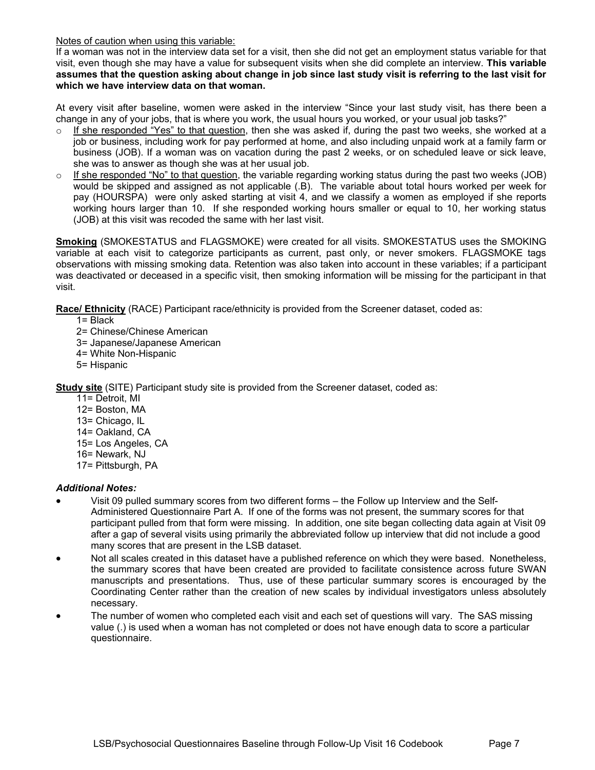Notes of caution when using this variable:

If a woman was not in the interview data set for a visit, then she did not get an employment status variable for that visit, even though she may have a value for subsequent visits when she did complete an interview. **This variable assumes that the question asking about change in job since last study visit is referring to the last visit for which we have interview data on that woman.**

At every visit after baseline, women were asked in the interview "Since your last study visit, has there been a change in any of your jobs, that is where you work, the usual hours you worked, or your usual job tasks?"

- If she responded "Yes" to that question, then she was asked if, during the past two weeks, she worked at a job or business, including work for pay performed at home, and also including unpaid work at a family farm or business (JOB). If a woman was on vacation during the past 2 weeks, or on scheduled leave or sick leave, she was to answer as though she was at her usual job.
- If she responded "No" to that question, the variable regarding working status during the past two weeks (JOB) would be skipped and assigned as not applicable (.B). The variable about total hours worked per week for pay (HOURSPA) were only asked starting at visit 4, and we classify a women as employed if she reports working hours larger than 10. If she responded working hours smaller or equal to 10, her working status (JOB) at this visit was recoded the same with her last visit.

**Smoking** (SMOKESTATUS and FLAGSMOKE) were created for all visits. SMOKESTATUS uses the SMOKING variable at each visit to categorize participants as current, past only, or never smokers. FLAGSMOKE tags observations with missing smoking data. Retention was also taken into account in these variables; if a participant was deactivated or deceased in a specific visit, then smoking information will be missing for the participant in that visit.

**Race/ Ethnicity** (RACE) Participant race/ethnicity is provided from the Screener dataset, coded as:

1= Black
2= Chinese/Chinese American
3= Japanese/Japanese American
4= White Non-Hispanic
5= Hispanic

**Study site** (SITE) Participant study site is provided from the Screener dataset, coded as:

11= Detroit, MI
12= Boston, MA
13= Chicago, IL
14= Oakland, CA
15= Los Angeles, CA
16= Newark, NJ
17= Pittsburgh, PA

***Additional Notes:***

- Visit 09 pulled summary scores from two different forms – the Follow up Interview and the Self-Administered Questionnaire Part A. If one of the forms was not present, the summary scores for that participant pulled from that form were missing. In addition, one site began collecting data again at Visit 09 after a gap of several visits using primarily the abbreviated follow up interview that did not include a good many scores that are present in the LSB dataset.
- Not all scales created in this dataset have a published reference on which they were based. Nonetheless, the summary scores that have been created are provided to facilitate consistence across future SWAN manuscripts and presentations. Thus, use of these particular summary scores is encouraged by the Coordinating Center rather than the creation of new scales by individual investigators unless absolutely necessary.
- The number of women who completed each visit and each set of questions will vary. The SAS missing value (.) is used when a woman has not completed or does not have enough data to score a particular questionnaire.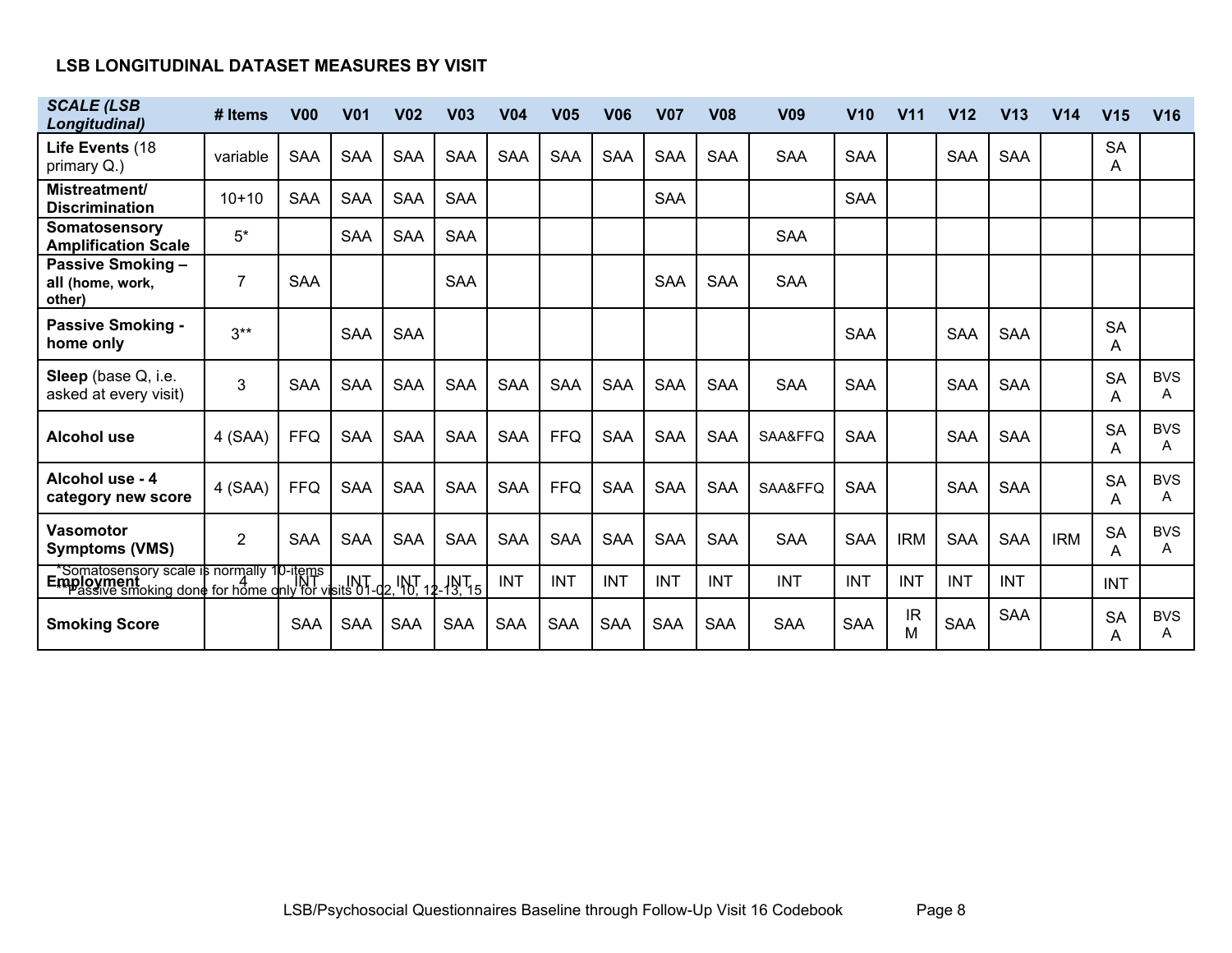## LSB LONGITUDINAL DATASET MEASURES BY VISIT

| *SCALE (LSB Longitudinal)* | # Items | V00 | V01 | V02 | V03 | V04 | V05 | V06 | V07 | V08 | V09 | V10 | V11 | V12 | V13 | V14 | V15 | V16 |
|---|---|---|---|---|---|---|---|---|---|---|---|---|---|---|---|---|---|---|
| **Life Events** (18 primary Q.) | variable | SAA | SAA | SAA | SAA | SAA | SAA | SAA | SAA | SAA | SAA | SAA | | SAA | SAA | | SAA | |
| **Mistreatment/ Discrimination** | 10+10 | SAA | SAA | SAA | SAA | | | | SAA | | | SAA | | | | | | |
| **Somatosensory Amplification Scale** | 5* | | SAA | SAA | SAA | | | | | | SAA | | | | | | | |
| **Passive Smoking – all** (home, work, other) | 7 | SAA | | | SAA | | | | SAA | SAA | SAA | | | | | | | |
| **Passive Smoking - home only** | 3** | | SAA | SAA | | | | | | | | SAA | | SAA | SAA | | SAA | |
| **Sleep** (base Q, i.e. asked at every visit) | 3 | SAA | SAA | SAA | SAA | SAA | SAA | SAA | SAA | SAA | SAA | SAA | | SAA | SAA | | SAA | BVSA |
| **Alcohol use** | 4 (SAA) | FFQ | SAA | SAA | SAA | SAA | FFQ | SAA | SAA | SAA | SAA&FFQ | SAA | | SAA | SAA | | SAA | BVSA |
| **Alcohol use - 4 category new score** | 4 (SAA) | FFQ | SAA | SAA | SAA | SAA | FFQ | SAA | SAA | SAA | SAA&FFQ | SAA | | SAA | SAA | | SAA | BVSA |
| **Vasomotor Symptoms (VMS)** | 2 | SAA | SAA | SAA | SAA | SAA | SAA | SAA | SAA | SAA | SAA | SAA | IRM | SAA | SAA | IRM | SAA | BVSA |
| **Employment** | 4 | INT | INT | INT | INT | INT | INT | INT | INT | INT | INT | INT | INT | INT | INT | | INT | |
| **Smoking Score** | | SAA | SAA | SAA | SAA | SAA | SAA | SAA | SAA | SAA | SAA | SAA | IRM | SAA | SAA | | SAA | BVSA |

*Somatosensory scale is normally 10-items

**Passive smoking done for home only for visits 01-02, 10, 12-13, 15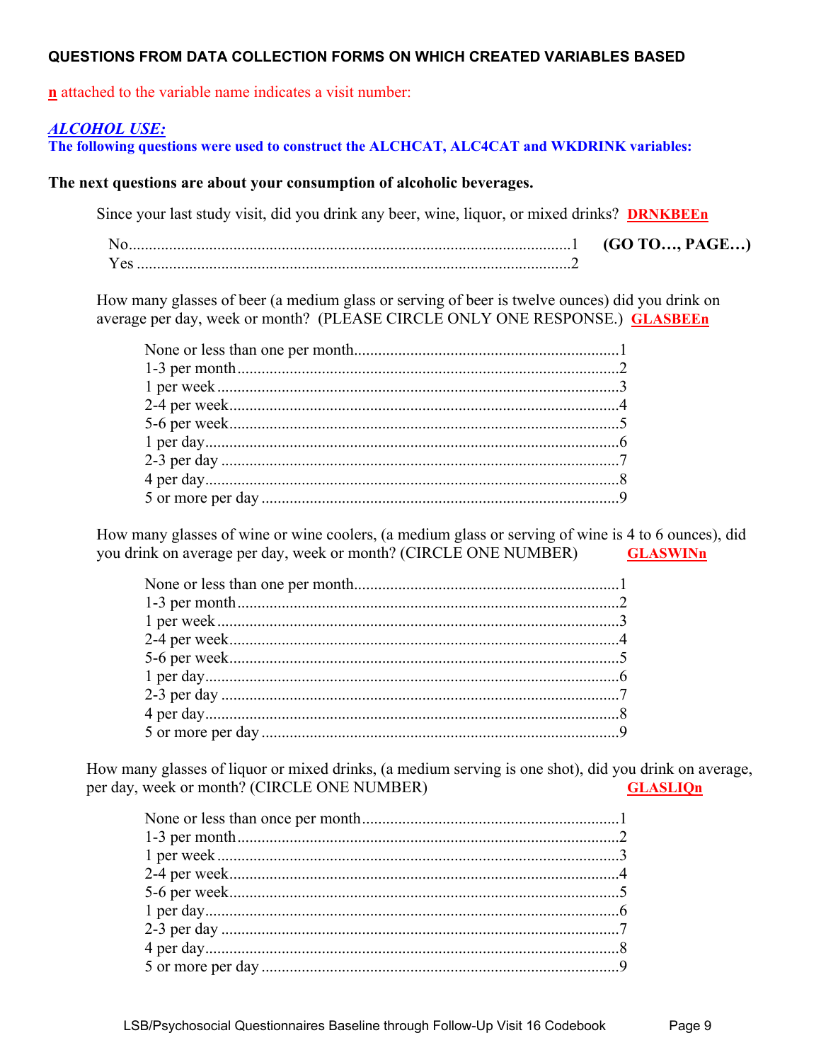**QUESTIONS FROM DATA COLLECTION FORMS ON WHICH CREATED VARIABLES BASED**

**n** attached to the variable name indicates a visit number:

***ALCOHOL USE:***

**The following questions were used to construct the ALCHCAT, ALC4CAT and WKDRINK variables:**

**The next questions are about your consumption of alcoholic beverages.**

Since your last study visit, did you drink any beer, wine, liquor, or mixed drinks? **DRNKBEEn**

| | | |
|---|---|---|
| No | 1 | **(GO TO…, PAGE…)** |
| Yes | 2 | |

How many glasses of beer (a medium glass or serving of beer is twelve ounces) did you drink on average per day, week or month? (PLEASE CIRCLE ONLY ONE RESPONSE.) **GLASBEEn**

| | |
|---|---|
| None or less than one per month | 1 |
| 1-3 per month | 2 |
| 1 per week | 3 |
| 2-4 per week | 4 |
| 5-6 per week | 5 |
| 1 per day | 6 |
| 2-3 per day | 7 |
| 4 per day | 8 |
| 5 or more per day | 9 |

How many glasses of wine or wine coolers, (a medium glass or serving of wine is 4 to 6 ounces), did you drink on average per day, week or month? (CIRCLE ONE NUMBER) **GLASWINn**

| | |
|---|---|
| None or less than one per month | 1 |
| 1-3 per month | 2 |
| 1 per week | 3 |
| 2-4 per week | 4 |
| 5-6 per week | 5 |
| 1 per day | 6 |
| 2-3 per day | 7 |
| 4 per day | 8 |
| 5 or more per day | 9 |

How many glasses of liquor or mixed drinks, (a medium serving is one shot), did you drink on average, per day, week or month? (CIRCLE ONE NUMBER) **GLASLIQn**

| | |
|---|---|
| None or less than once per month | 1 |
| 1-3 per month | 2 |
| 1 per week | 3 |
| 2-4 per week | 4 |
| 5-6 per week | 5 |
| 1 per day | 6 |
| 2-3 per day | 7 |
| 4 per day | 8 |
| 5 or more per day | 9 |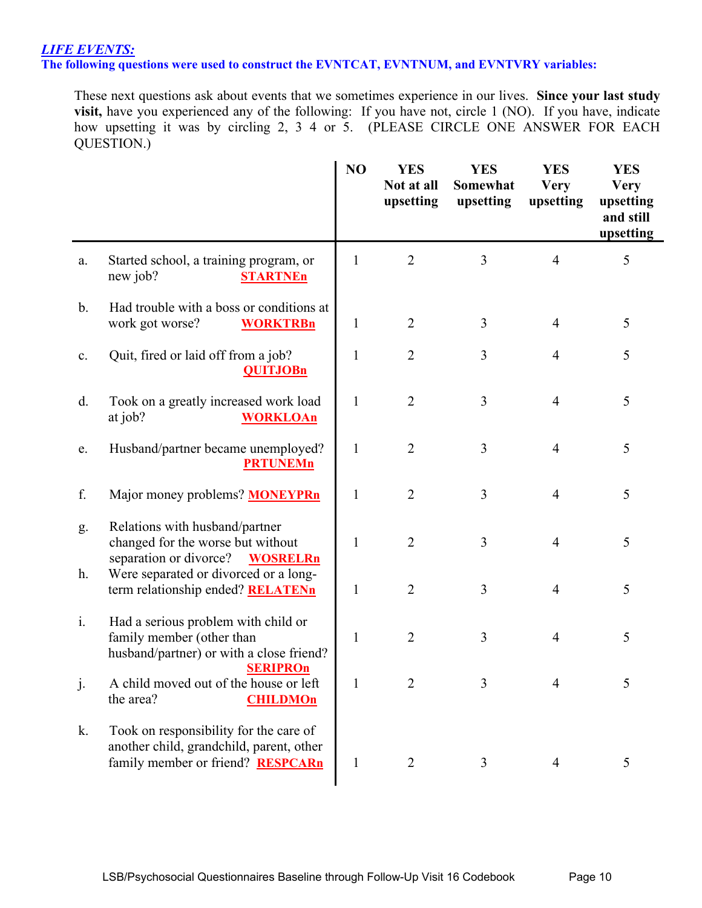***LIFE EVENTS:***

**The following questions were used to construct the EVNTCAT, EVNTNUM, and EVNTVRY variables:**

These next questions ask about events that we sometimes experience in our lives. **Since your last study visit,** have you experienced any of the following: If you have not, circle 1 (NO). If you have, indicate how upsetting it was by circling 2, 3 4 or 5. (PLEASE CIRCLE ONE ANSWER FOR EACH QUESTION.)

| | | NO | YES Not at all upsetting | YES Somewhat upsetting | YES Very upsetting | YES Very upsetting and still upsetting |
|---|---|---|---|---|---|---|
| a. | Started school, a training program, or new job? **STARTNEn** | 1 | 2 | 3 | 4 | 5 |
| b. | Had trouble with a boss or conditions at work got worse? **WORKTRBn** | 1 | 2 | 3 | 4 | 5 |
| c. | Quit, fired or laid off from a job? **QUITJOBn** | 1 | 2 | 3 | 4 | 5 |
| d. | Took on a greatly increased work load at job? **WORKLOAn** | 1 | 2 | 3 | 4 | 5 |
| e. | Husband/partner became unemployed? **PRTUNEMn** | 1 | 2 | 3 | 4 | 5 |
| f. | Major money problems? **MONEYPRn** | 1 | 2 | 3 | 4 | 5 |
| g. | Relations with husband/partner changed for the worse but without separation or divorce? **WOSRELRn** | 1 | 2 | 3 | 4 | 5 |
| h. | Were separated or divorced or a long-term relationship ended? **RELATENn** | 1 | 2 | 3 | 4 | 5 |
| i. | Had a serious problem with child or family member (other than husband/partner) or with a close friend? **SERIPROn** | 1 | 2 | 3 | 4 | 5 |
| j. | A child moved out of the house or left the area? **CHILDMOn** | 1 | 2 | 3 | 4 | 5 |
| k. | Took on responsibility for the care of another child, grandchild, parent, other family member or friend? **RESPCARn** | 1 | 2 | 3 | 4 | 5 |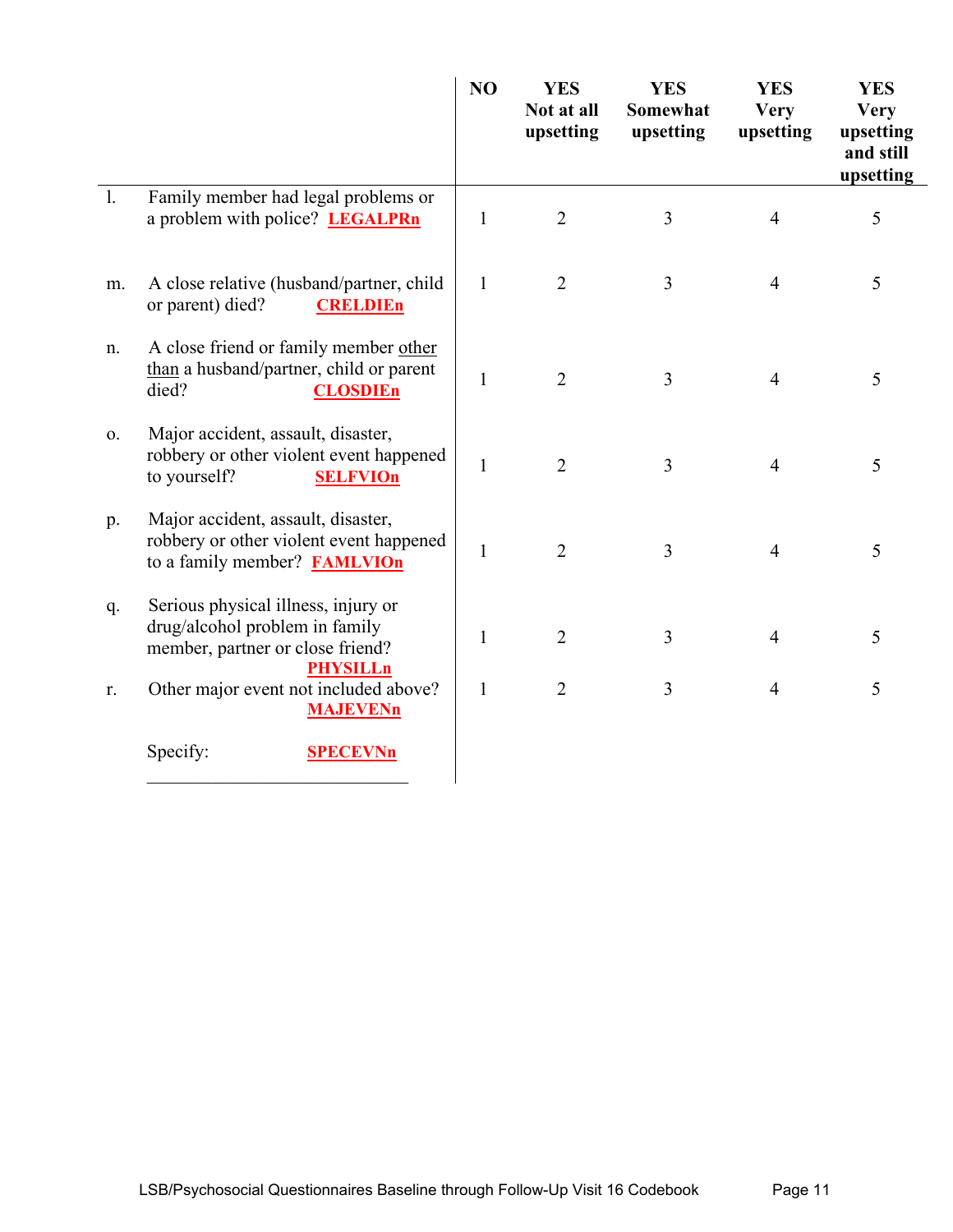| | | NO | YES Not at all upsetting | YES Somewhat upsetting | YES Very upsetting | YES Very upsetting and still upsetting |
|---|---|---|---|---|---|---|
| l. | Family member had legal problems or a problem with police? **LEGALPRn** | 1 | 2 | 3 | 4 | 5 |
| m. | A close relative (husband/partner, child or parent) died? **CRELDIEn** | 1 | 2 | 3 | 4 | 5 |
| n. | A close friend or family member other than a husband/partner, child or parent died? **CLOSDIEn** | 1 | 2 | 3 | 4 | 5 |
| o. | Major accident, assault, disaster, robbery or other violent event happened to yourself? **SELFVIOn** | 1 | 2 | 3 | 4 | 5 |
| p. | Major accident, assault, disaster, robbery or other violent event happened to a family member? **FAMLVIOn** | 1 | 2 | 3 | 4 | 5 |
| q. | Serious physical illness, injury or drug/alcohol problem in family member, partner or close friend? **PHYSILLn** | 1 | 2 | 3 | 4 | 5 |
| r. | Other major event not included above? **MAJEVENn** | 1 | 2 | 3 | 4 | 5 |
| | Specify: **SPECEVNn** ______________________________ | | | | | |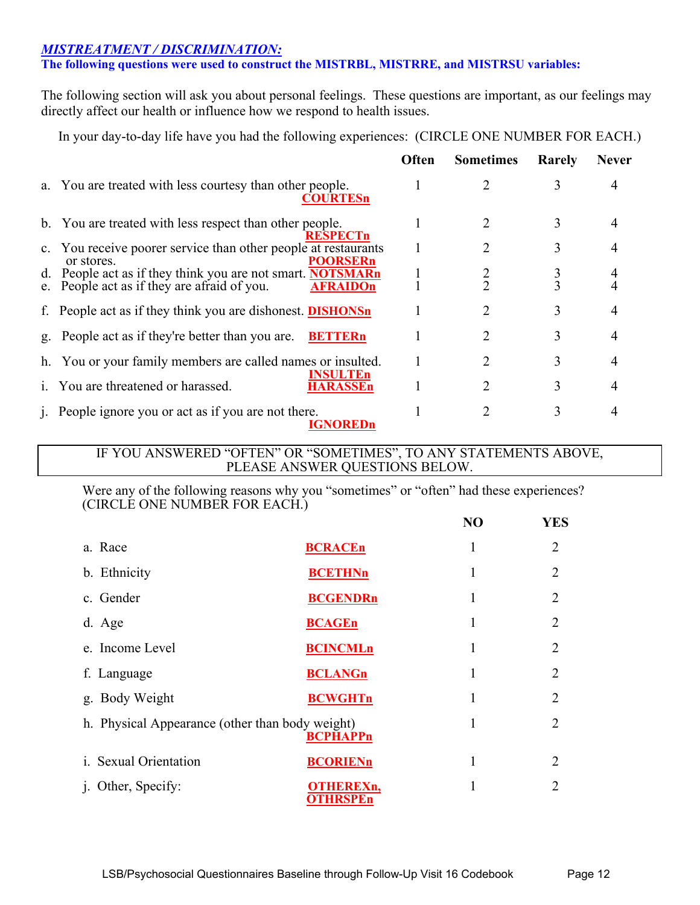## *MISTREATMENT / DISCRIMINATION:*

**The following questions were used to construct the MISTRBL, MISTRRE, and MISTRSU variables:**

The following section will ask you about personal feelings. These questions are important, as our feelings may directly affect our health or influence how we respond to health issues.

In your day-to-day life have you had the following experiences: (CIRCLE ONE NUMBER FOR EACH.)

| | Often | Sometimes | Rarely | Never |
|---|---|---|---|---|
| a. You are treated with less courtesy than other people. **COURTESn** | 1 | 2 | 3 | 4 |
| b. You are treated with less respect than other people. **RESPECTn** | 1 | 2 | 3 | 4 |
| c. You receive poorer service than other people at restaurants or stores. **POORSERn** | 1 | 2 | 3 | 4 |
| d. People act as if they think you are not smart. **NOTSMARn** | 1 | 2 | 3 | 4 |
| e. People act as if they are afraid of you. **AFRAIDOn** | 1 | 2 | 3 | 4 |
| f. People act as if they think you are dishonest. **DISHONSn** | 1 | 2 | 3 | 4 |
| g. People act as if they're better than you are. **BETTERn** | 1 | 2 | 3 | 4 |
| h. You or your family members are called names or insulted. **INSULTEn** | 1 | 2 | 3 | 4 |
| i. You are threatened or harassed. **HARASSEn** | 1 | 2 | 3 | 4 |
| j. People ignore you or act as if you are not there. **IGNOREDn** | 1 | 2 | 3 | 4 |

IF YOU ANSWERED "OFTEN" OR "SOMETIMES", TO ANY STATEMENTS ABOVE, PLEASE ANSWER QUESTIONS BELOW.

Were any of the following reasons why you "sometimes" or "often" had these experiences? (CIRCLE ONE NUMBER FOR EACH.)

| | | NO | YES |
|---|---|---|---|
| a. Race | **BCRACEn** | 1 | 2 |
| b. Ethnicity | **BCETHNn** | 1 | 2 |
| c. Gender | **BCGENDRn** | 1 | 2 |
| d. Age | **BCAGEn** | 1 | 2 |
| e. Income Level | **BCINCMLn** | 1 | 2 |
| f. Language | **BCLANGn** | 1 | 2 |
| g. Body Weight | **BCWGHTn** | 1 | 2 |
| h. Physical Appearance (other than body weight) | **BCPHAPPn** | 1 | 2 |
| i. Sexual Orientation | **BCORIENn** | 1 | 2 |
| j. Other, Specify: | **OTHEREXn, OTHRSPEn** | 1 | 2 |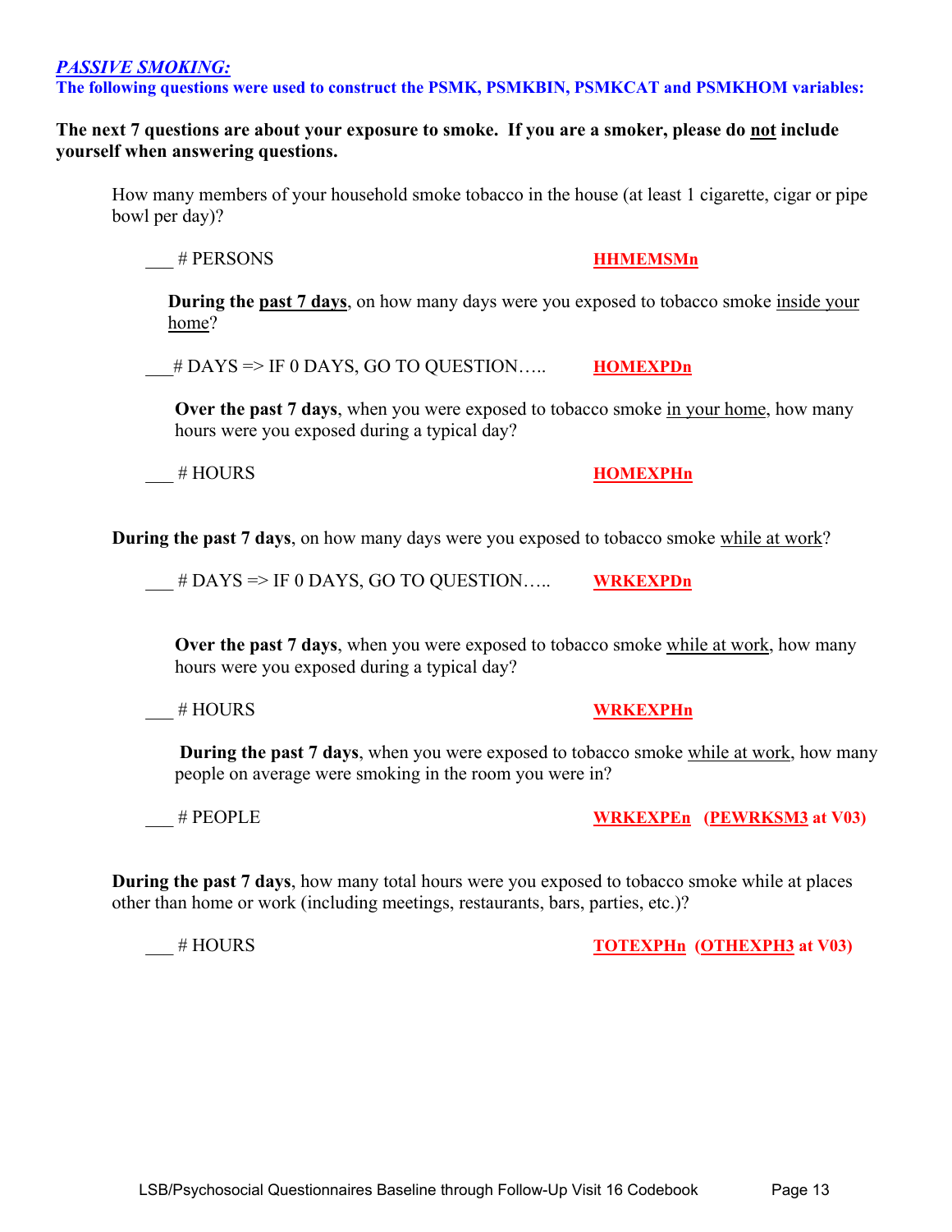***PASSIVE SMOKING:***

**The following questions were used to construct the PSMK, PSMKBIN, PSMKCAT and PSMKHOM variables:**

**The next 7 questions are about your exposure to smoke. If you are a smoker, please do not include yourself when answering questions.**

How many members of your household smoke tobacco in the house (at least 1 cigarette, cigar or pipe bowl per day)?

___ # PERSONS **HHMEMSMn**

**During the past 7 days**, on how many days were you exposed to tobacco smoke inside your home?

___# DAYS => IF 0 DAYS, GO TO QUESTION….. **HOMEXPDn**

**Over the past 7 days**, when you were exposed to tobacco smoke in your home, how many hours were you exposed during a typical day?

___ # HOURS **HOMEXPHn**

**During the past 7 days**, on how many days were you exposed to tobacco smoke while at work?

___ # DAYS => IF 0 DAYS, GO TO QUESTION….. **WRKEXPDn**

**Over the past 7 days**, when you were exposed to tobacco smoke while at work, how many hours were you exposed during a typical day?

___ # HOURS **WRKEXPHn**

**During the past 7 days**, when you were exposed to tobacco smoke while at work, how many people on average were smoking in the room you were in?

___ # PEOPLE **WRKEXPEn (PEWRKSM3 at V03)**

**During the past 7 days**, how many total hours were you exposed to tobacco smoke while at places other than home or work (including meetings, restaurants, bars, parties, etc.)?

___ # HOURS **TOTEXPHn (OTHEXPH3 at V03)**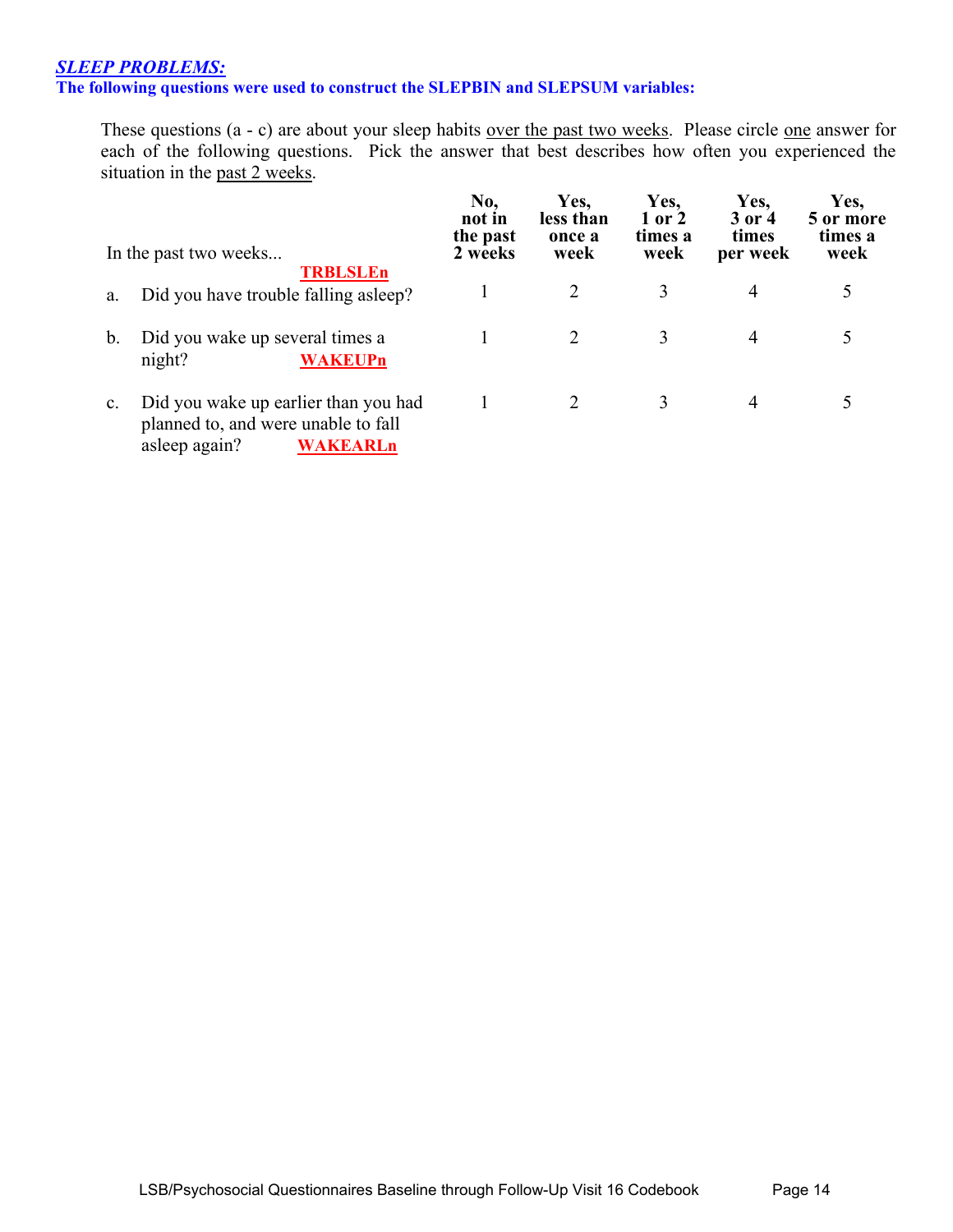## *SLEEP PROBLEMS:*

**The following questions were used to construct the SLEPBIN and SLEPSUM variables:**

These questions (a - c) are about your sleep habits over the past two weeks. Please circle one answer for each of the following questions. Pick the answer that best describes how often you experienced the situation in the past 2 weeks.

| In the past two weeks... | No, not in the past 2 weeks | Yes, less than once a week | Yes, 1 or 2 times a week | Yes, 3 or 4 times per week | Yes, 5 or more times a week |
|---|---|---|---|---|---|
| a. Did you have trouble falling asleep? **TRBLSLEn** | 1 | 2 | 3 | 4 | 5 |
| b. Did you wake up several times a night? **WAKEUPn** | 1 | 2 | 3 | 4 | 5 |
| c. Did you wake up earlier than you had planned to, and were unable to fall asleep again? **WAKEARLn** | 1 | 2 | 3 | 4 | 5 |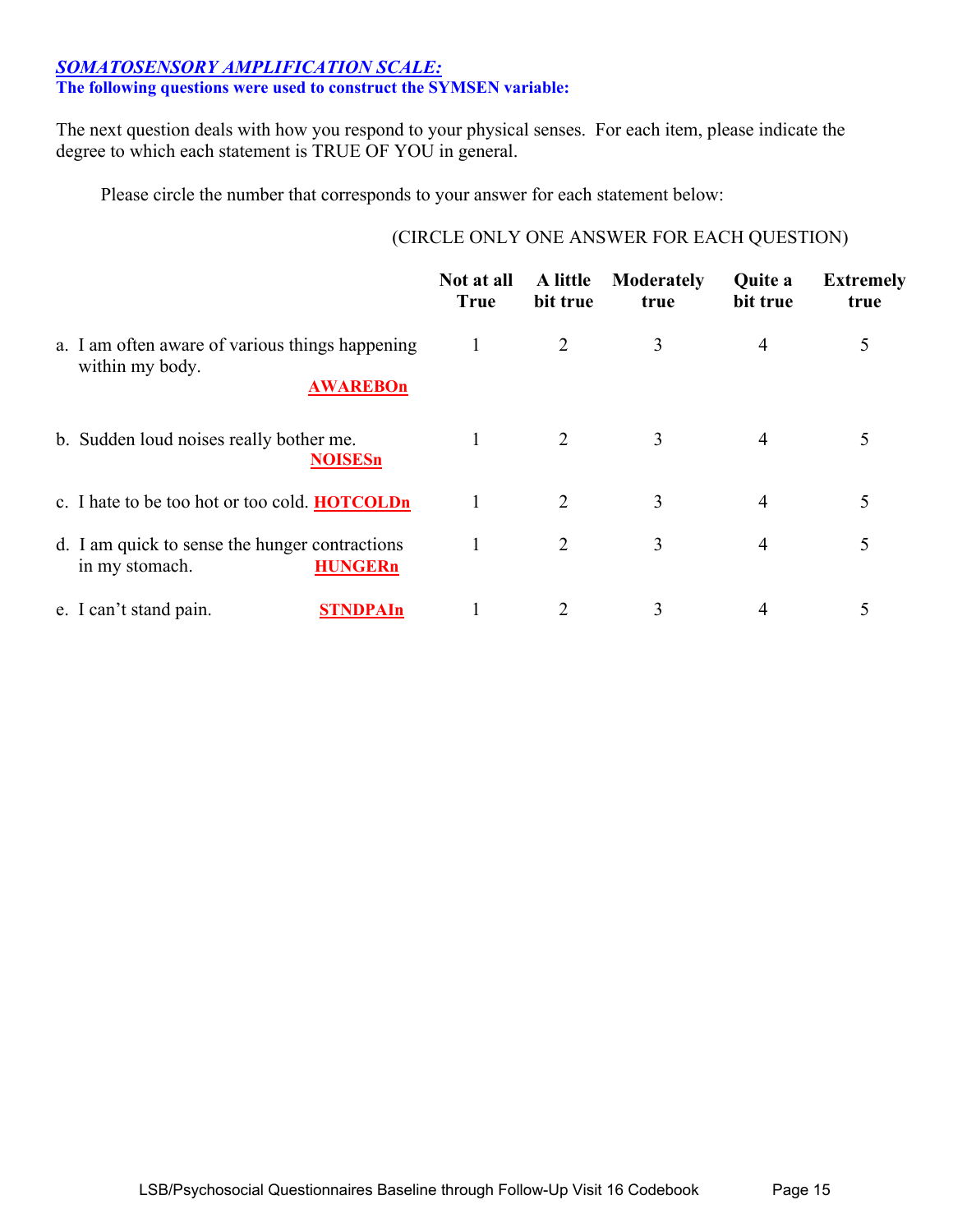***SOMATOSENSORY AMPLIFICATION SCALE:***

**The following questions were used to construct the SYMSEN variable:**

The next question deals with how you respond to your physical senses. For each item, please indicate the degree to which each statement is TRUE OF YOU in general.

Please circle the number that corresponds to your answer for each statement below:

(CIRCLE ONLY ONE ANSWER FOR EACH QUESTION)

| | Not at all True | A little bit true | Moderately true | Quite a bit true | Extremely true |
|---|---|---|---|---|---|
| a. I am often aware of various things happening within my body. **AWAREBOn** | 1 | 2 | 3 | 4 | 5 |
| b. Sudden loud noises really bother me. **NOISESn** | 1 | 2 | 3 | 4 | 5 |
| c. I hate to be too hot or too cold. **HOTCOLDn** | 1 | 2 | 3 | 4 | 5 |
| d. I am quick to sense the hunger contractions in my stomach. **HUNGERn** | 1 | 2 | 3 | 4 | 5 |
| e. I can't stand pain. **STNDPAIn** | 1 | 2 | 3 | 4 | 5 |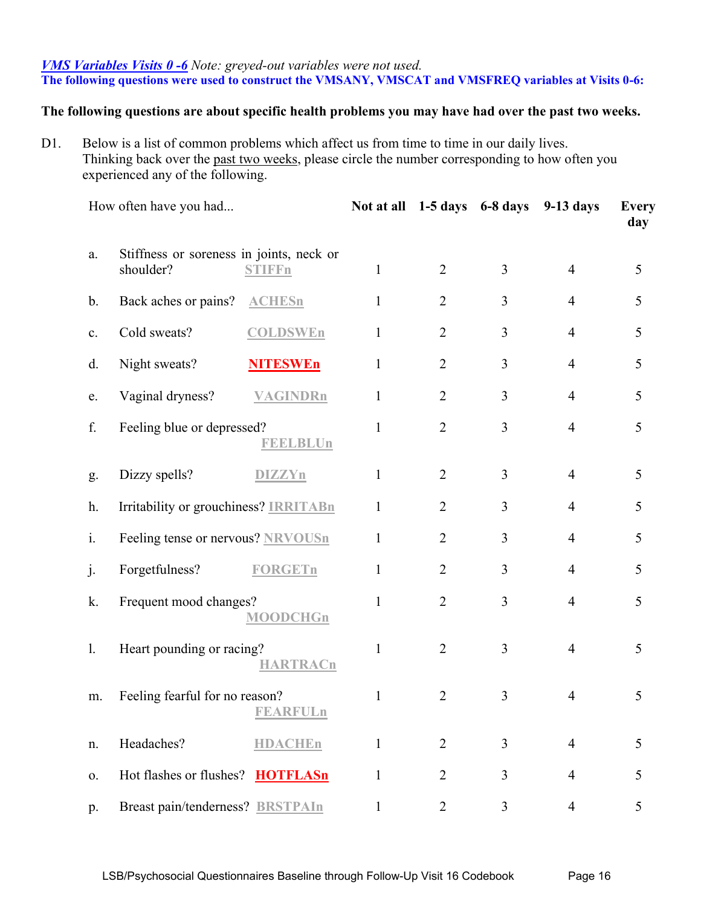*[VMS Variables Visits 0 -6](#)* *Note: greyed-out variables were not used.*
**The following questions were used to construct the VMSANY, VMSCAT and VMSFREQ variables at Visits 0-6:**

**The following questions are about specific health problems you may have had over the past two weeks.**

D1. Below is a list of common problems which affect us from time to time in our daily lives. Thinking back over the past two weeks, please circle the number corresponding to how often you experienced any of the following.

| How often have you had... | | Not at all | 1-5 days | 6-8 days | 9-13 days | Every day |
|---|---|---|---|---|---|---|
| a. | Stiffness or soreness in joints, neck or shoulder? STIFFn | 1 | 2 | 3 | 4 | 5 |
| b. | Back aches or pains? ACHESn | 1 | 2 | 3 | 4 | 5 |
| c. | Cold sweats? COLDSWEn | 1 | 2 | 3 | 4 | 5 |
| d. | Night sweats? **NITESWEn** | 1 | 2 | 3 | 4 | 5 |
| e. | Vaginal dryness? VAGINDRn | 1 | 2 | 3 | 4 | 5 |
| f. | Feeling blue or depressed? FEELBLUn | 1 | 2 | 3 | 4 | 5 |
| g. | Dizzy spells? DIZZYn | 1 | 2 | 3 | 4 | 5 |
| h. | Irritability or grouchiness? IRRITABn | 1 | 2 | 3 | 4 | 5 |
| i. | Feeling tense or nervous? NRVOUSn | 1 | 2 | 3 | 4 | 5 |
| j. | Forgetfulness? FORGETn | 1 | 2 | 3 | 4 | 5 |
| k. | Frequent mood changes? MOODCHGn | 1 | 2 | 3 | 4 | 5 |
| l. | Heart pounding or racing? HARTRACn | 1 | 2 | 3 | 4 | 5 |
| m. | Feeling fearful for no reason? FEARFULn | 1 | 2 | 3 | 4 | 5 |
| n. | Headaches? HDACHEn | 1 | 2 | 3 | 4 | 5 |
| o. | Hot flashes or flushes? **HOTFLASn** | 1 | 2 | 3 | 4 | 5 |
| p. | Breast pain/tenderness? BRSTPAIn | 1 | 2 | 3 | 4 | 5 |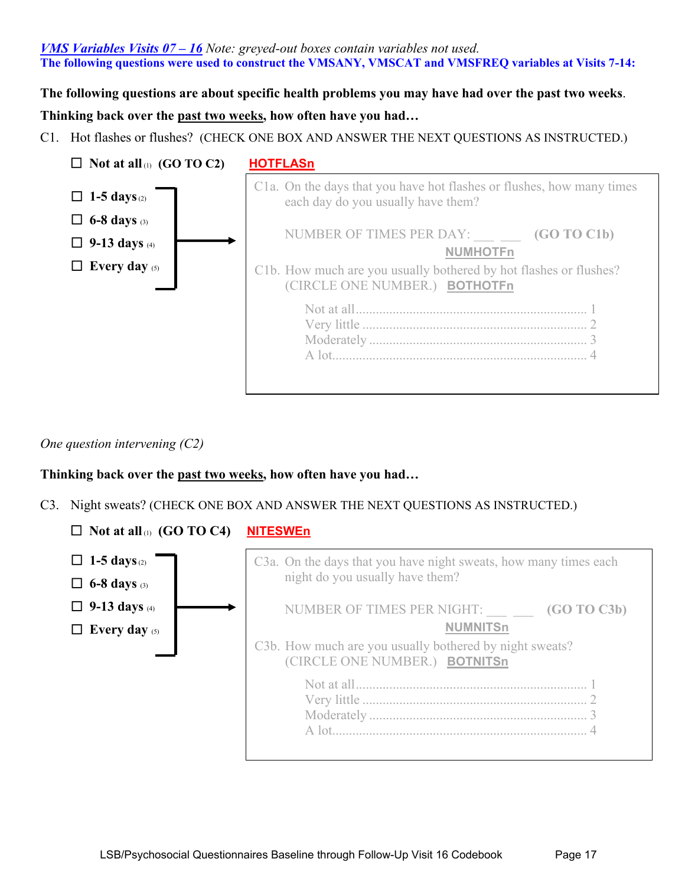*[VMS Variables Visits 07 – 16](#)* *Note: greyed-out boxes contain variables not used.*
**The following questions were used to construct the VMSANY, VMSCAT and VMSFREQ variables at Visits 7-14:**

**The following questions are about specific health problems you may have had over the past two weeks.**

**Thinking back over the past two weeks, how often have you had…**

C1. Hot flashes or flushes? (CHECK ONE BOX AND ANSWER THE NEXT QUESTIONS AS INSTRUCTED.)

☐ **Not at all** (1) **(GO TO C2)** **HOTFLASn**

☐ **1-5 days** (2)
☐ **6-8 days** (3)
☐ **9-13 days** (4)
☐ **Every day** (5)

→

C1a. On the days that you have hot flashes or flushes, how many times each day do you usually have them?

NUMBER OF TIMES PER DAY: ___ ___ **(GO TO C1b)**
**NUMHOTFn**

C1b. How much are you usually bothered by hot flashes or flushes? (CIRCLE ONE NUMBER.) **BOTHOTFn**

Not at all .................... 1
Very little .................... 2
Moderately .................... 3
A lot .................... 4

*One question intervening (C2)*

**Thinking back over the past two weeks, how often have you had…**

C3. Night sweats? (CHECK ONE BOX AND ANSWER THE NEXT QUESTIONS AS INSTRUCTED.)

☐ **Not at all** (1) **(GO TO C4)** **NITESWEn**

☐ **1-5 days** (2)
☐ **6-8 days** (3)
☐ **9-13 days** (4)
☐ **Every day** (5)

→

C3a. On the days that you have night sweats, how many times each night do you usually have them?

NUMBER OF TIMES PER NIGHT: ___ ___ **(GO TO C3b)**
**NUMNITSn**

C3b. How much are you usually bothered by night sweats? (CIRCLE ONE NUMBER.) **BOTNITSn**

Not at all .................... 1
Very little .................... 2
Moderately .................... 3
A lot .................... 4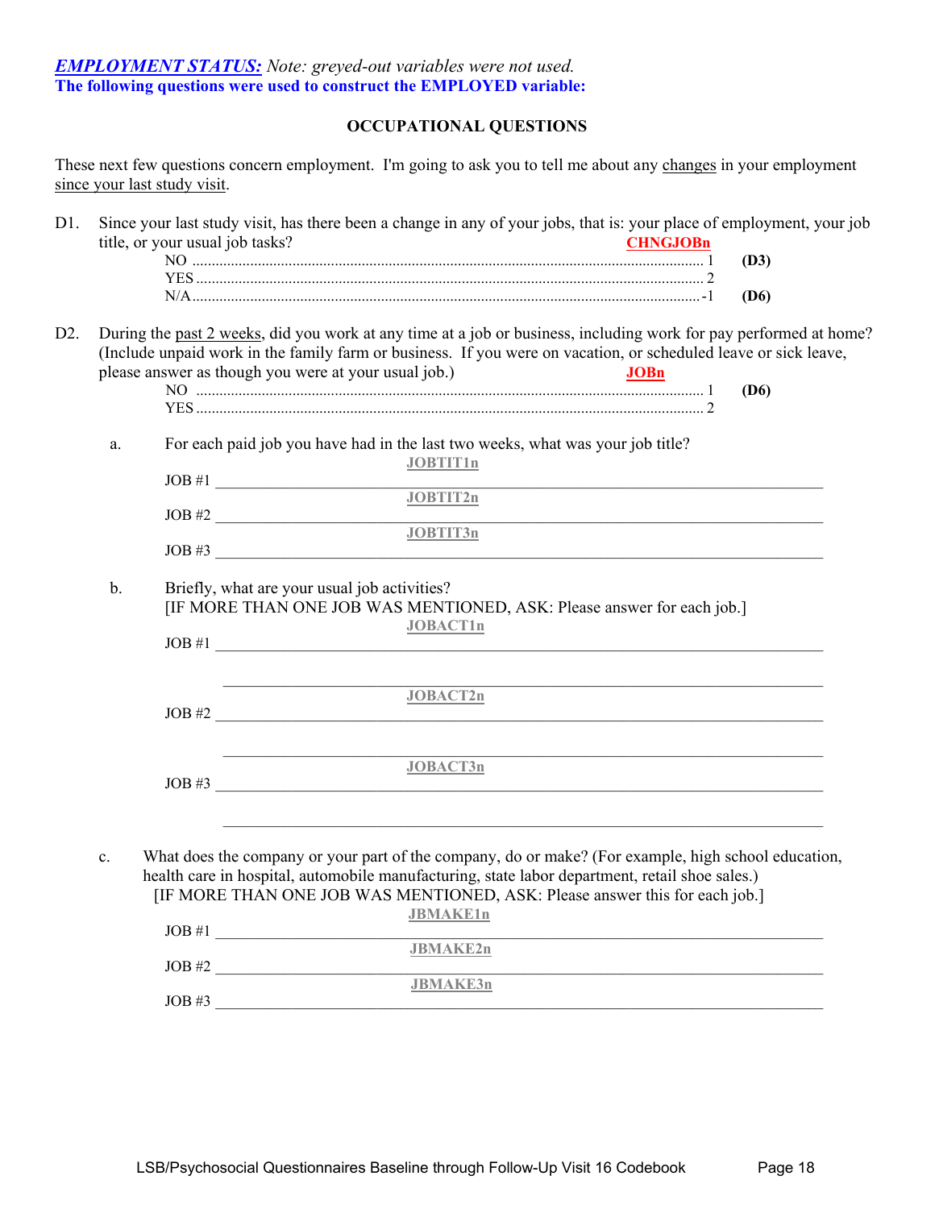***EMPLOYMENT STATUS:*** *Note: greyed-out variables were not used.*

**The following questions were used to construct the EMPLOYED variable:**

## OCCUPATIONAL QUESTIONS

These next few questions concern employment. I'm going to ask you to tell me about any changes in your employment since your last study visit.

D1. Since your last study visit, has there been a change in any of your jobs, that is: your place of employment, your job title, or your usual job tasks? **CHNGJOBn**

| | | |
|---|---|---|
| NO | 1 | **(D3)** |
| YES | 2 | |
| N/A | -1 | **(D6)** |

D2. During the past 2 weeks, did you work at any time at a job or business, including work for pay performed at home? (Include unpaid work in the family farm or business. If you were on vacation, or scheduled leave or sick leave, please answer as though you were at your usual job.) **JOBn**

| | | |
|---|---|---|
| NO | 1 | **(D6)** |
| YES | 2 | |

a. For each paid job you have had in the last two weeks, what was your job title?

**JOBTIT1n**
JOB #1 ____________________

**JOBTIT2n**
JOB #2 ____________________

**JOBTIT3n**
JOB #3 ____________________

b. Briefly, what are your usual job activities?
[IF MORE THAN ONE JOB WAS MENTIONED, ASK: Please answer for each job.]

**JOBACT1n**
JOB #1 ____________________

____________________

**JOBACT2n**
JOB #2 ____________________

____________________

**JOBACT3n**
JOB #3 ____________________

____________________

c. What does the company or your part of the company, do or make? (For example, high school education, health care in hospital, automobile manufacturing, state labor department, retail shoe sales.)
[IF MORE THAN ONE JOB WAS MENTIONED, ASK: Please answer this for each job.]

**JBMAKE1n**
JOB #1 ____________________

**JBMAKE2n**
JOB #2 ____________________

**JBMAKE3n**
JOB #3 ____________________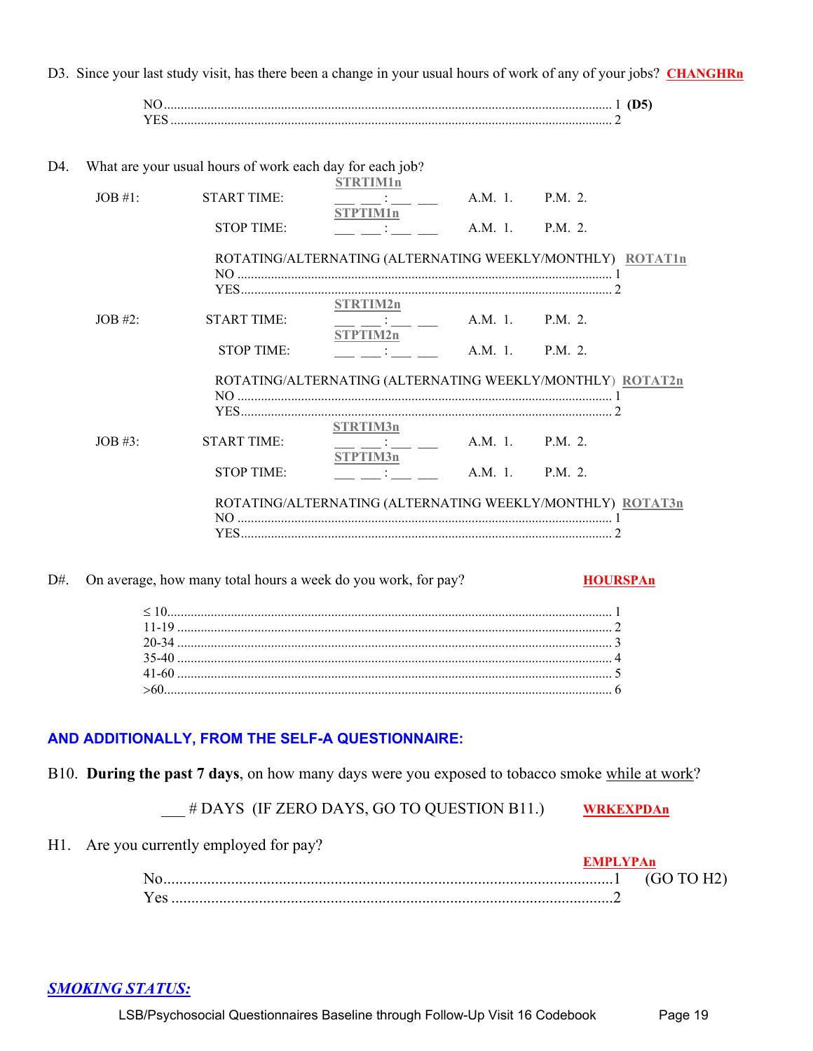D3. Since your last study visit, has there been a change in your usual hours of work of any of your jobs? **CHANGHRn**

NO ........................................................................ 1 **(D5)**
YES ....................................................................... 2

D4. What are your usual hours of work each day for each job?

JOB #1:
- START TIME: ___ ___ : ___ ___ A.M. 1. P.M. 2. **STRTIM1n**
- STOP TIME: ___ ___ : ___ ___ A.M. 1. P.M. 2. **STPTIM1n**

ROTATING/ALTERNATING (ALTERNATING WEEKLY/MONTHLY) **ROTAT1n**
NO ........................................................................ 1
YES ....................................................................... 2

JOB #2:
- START TIME: ___ ___ : ___ ___ A.M. 1. P.M. 2. **STRTIM2n**
- STOP TIME: ___ ___ : ___ ___ A.M. 1. P.M. 2. **STPTIM2n**

ROTATING/ALTERNATING (ALTERNATING WEEKLY/MONTHLY) **ROTAT2n**
NO ........................................................................ 1
YES ....................................................................... 2

JOB #3:
- START TIME: ___ ___ : ___ ___ A.M. 1. P.M. 2. **STRTIM3n**
- STOP TIME: ___ ___ : ___ ___ A.M. 1. P.M. 2. **STPTIM3n**

ROTATING/ALTERNATING (ALTERNATING WEEKLY/MONTHLY) **ROTAT3n**
NO ........................................................................ 1
YES ....................................................................... 2

D#. On average, how many total hours a week do you work, for pay? **HOURSPAn**

≤ 10 ...................................................................... 1
11-19 ..................................................................... 2
20-34 ..................................................................... 3
35-40 ..................................................................... 4
41-60 ..................................................................... 5
>60 ....................................................................... 6

**AND ADDITIONALLY, FROM THE SELF-A QUESTIONNAIRE:**

B10. **During the past 7 days**, on how many days were you exposed to tobacco smoke while at work?

___ # DAYS (IF ZERO DAYS, GO TO QUESTION B11.) **WRKEXPDAn**

H1. Are you currently employed for pay? **EMPLYPAn**

No ........................................................................ 1 (GO TO H2)
Yes ....................................................................... 2

***SMOKING STATUS:***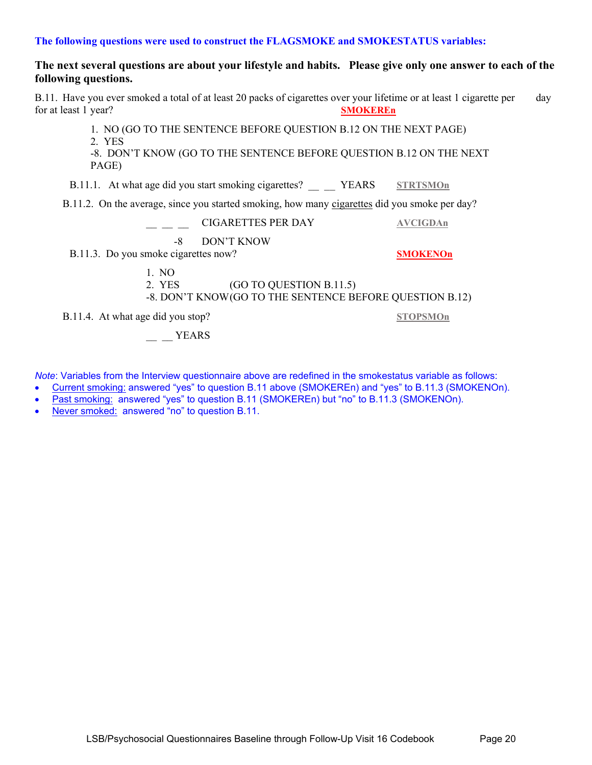**The following questions were used to construct the FLAGSMOKE and SMOKESTATUS variables:**

**The next several questions are about your lifestyle and habits. Please give only one answer to each of the following questions.**

B.11. Have you ever smoked a total of at least 20 packs of cigarettes over your lifetime or at least 1 cigarette per day for at least 1 year? **SMOKEREn**

1. NO (GO TO THE SENTENCE BEFORE QUESTION B.12 ON THE NEXT PAGE)
2. YES

-8. DON'T KNOW (GO TO THE SENTENCE BEFORE QUESTION B.12 ON THE NEXT PAGE)

B.11.1. At what age did you start smoking cigarettes? __ __ YEARS **STRTSMOn**

B.11.2. On the average, since you started smoking, how many cigarettes did you smoke per day?

__ __ __ CIGARETTES PER DAY **AVCIGDAn**

-8 DON'T KNOW

B.11.3. Do you smoke cigarettes now? **SMOKENOn**

1. NO
2. YES (GO TO QUESTION B.11.5)

-8. DON'T KNOW (GO TO THE SENTENCE BEFORE QUESTION B.12)

B.11.4. At what age did you stop? **STOPSMOn**

__ __ YEARS

*Note*: Variables from the Interview questionnaire above are redefined in the smokestatus variable as follows:

- Current smoking: answered "yes" to question B.11 above (SMOKEREn) and "yes" to B.11.3 (SMOKENOn).
- Past smoking: answered "yes" to question B.11 (SMOKEREn) but "no" to B.11.3 (SMOKENOn).
- Never smoked: answered "no" to question B.11.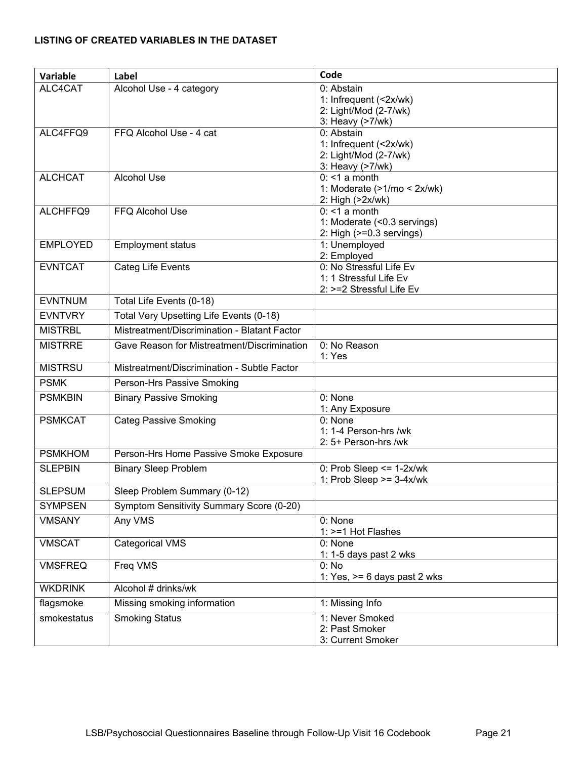**LISTING OF CREATED VARIABLES IN THE DATASET**

| Variable | Label | Code |
|---|---|---|
| ALC4CAT | Alcohol Use - 4 category | 0: Abstain<br>1: Infrequent (<2x/wk)<br>2: Light/Mod (2-7/wk)<br>3: Heavy (>7/wk) |
| ALC4FFQ9 | FFQ Alcohol Use - 4 cat | 0: Abstain<br>1: Infrequent (<2x/wk)<br>2: Light/Mod (2-7/wk)<br>3: Heavy (>7/wk) |
| ALCHCAT | Alcohol Use | 0: <1 a month<br>1: Moderate (>1/mo < 2x/wk)<br>2: High (>2x/wk) |
| ALCHFFQ9 | FFQ Alcohol Use | 0: <1 a month<br>1: Moderate (<0.3 servings)<br>2: High (>=0.3 servings) |
| EMPLOYED | Employment status | 1: Unemployed<br>2: Employed |
| EVNTCAT | Categ Life Events | 0: No Stressful Life Ev<br>1: 1 Stressful Life Ev<br>2: >=2 Stressful Life Ev |
| EVNTNUM | Total Life Events (0-18) | |
| EVNTVRY | Total Very Upsetting Life Events (0-18) | |
| MISTRBL | Mistreatment/Discrimination - Blatant Factor | |
| MISTRRE | Gave Reason for Mistreatment/Discrimination | 0: No Reason<br>1: Yes |
| MISTRSU | Mistreatment/Discrimination - Subtle Factor | |
| PSMK | Person-Hrs Passive Smoking | |
| PSMKBIN | Binary Passive Smoking | 0: None<br>1: Any Exposure |
| PSMKCAT | Categ Passive Smoking | 0: None<br>1: 1-4 Person-hrs /wk<br>2: 5+ Person-hrs /wk |
| PSMKHOM | Person-Hrs Home Passive Smoke Exposure | |
| SLEPBIN | Binary Sleep Problem | 0: Prob Sleep <= 1-2x/wk<br>1: Prob Sleep >= 3-4x/wk |
| SLEPSUM | Sleep Problem Summary (0-12) | |
| SYMPSEN | Symptom Sensitivity Summary Score (0-20) | |
| VMSANY | Any VMS | 0: None<br>1: >=1 Hot Flashes |
| VMSCAT | Categorical VMS | 0: None<br>1: 1-5 days past 2 wks |
| VMSFREQ | Freq VMS | 0: No<br>1: Yes, >= 6 days past 2 wks |
| WKDRINK | Alcohol # drinks/wk | |
| flagsmoke | Missing smoking information | 1: Missing Info |
| smokestatus | Smoking Status | 1: Never Smoked<br>2: Past Smoker<br>3: Current Smoker |